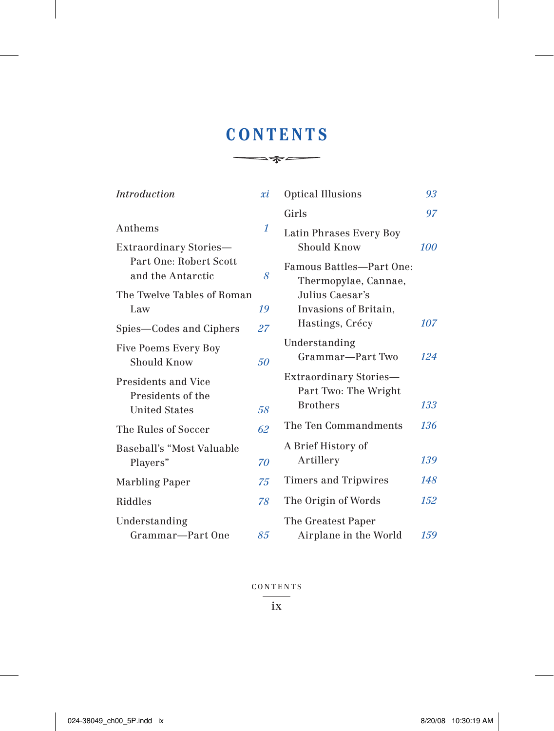# CONTENTS

| | |
|---|---|
| *Introduction* | *xi* |
| Anthems | *1* |
| Extraordinary Stories—Part One: Robert Scott and the Antarctic | *8* |
| The Twelve Tables of Roman Law | *19* |
| Spies—Codes and Ciphers | *27* |
| Five Poems Every Boy Should Know | *50* |
| Presidents and Vice Presidents of the United States | *58* |
| The Rules of Soccer | *62* |
| Baseball's "Most Valuable Players" | *70* |
| Marbling Paper | *75* |
| Riddles | *78* |
| Understanding Grammar—Part One | *85* |
| Optical Illusions | *93* |
| Girls | *97* |
| Latin Phrases Every Boy Should Know | *100* |
| Famous Battles—Part One: Thermopylae, Cannae, Julius Caesar's Invasions of Britain, Hastings, Crécy | *107* |
| Understanding Grammar—Part Two | *124* |
| Extraordinary Stories—Part Two: The Wright Brothers | *133* |
| The Ten Commandments | *136* |
| A Brief History of Artillery | *139* |
| Timers and Tripwires | *148* |
| The Origin of Words | *152* |
| The Greatest Paper Airplane in the World | *159* |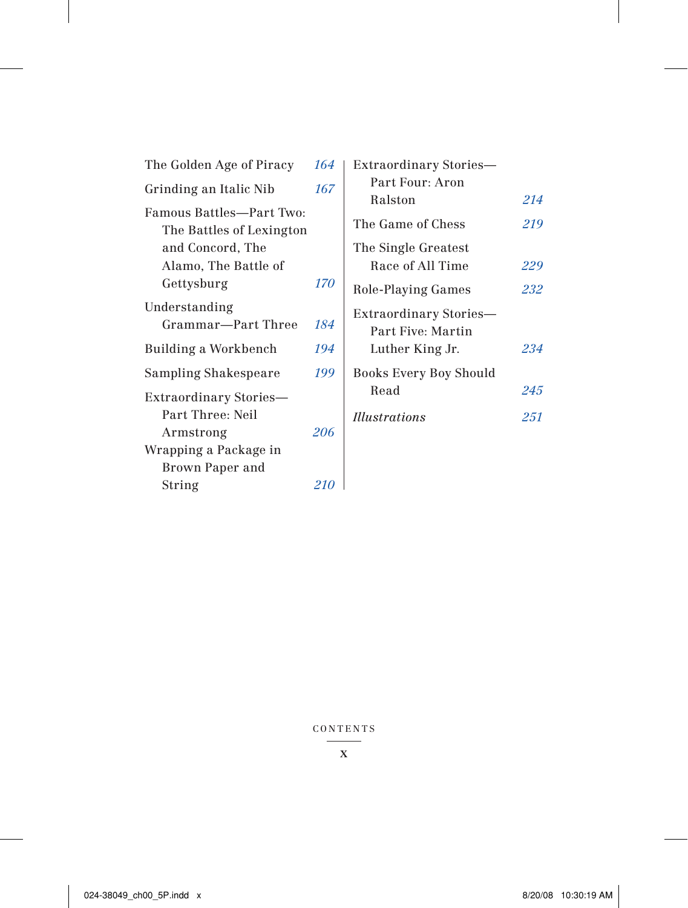The Golden Age of Piracy *164*

Grinding an Italic Nib *167*

Famous Battles—Part Two: The Battles of Lexington and Concord, The Alamo, The Battle of Gettysburg *170*

Understanding Grammar—Part Three *184*

Building a Workbench *194*

Sampling Shakespeare *199*

Extraordinary Stories—Part Three: Neil Armstrong *206*

Wrapping a Package in Brown Paper and String *210*

Extraordinary Stories—Part Four: Aron Ralston *214*

The Game of Chess *219*

The Single Greatest Race of All Time *229*

Role-Playing Games *232*

Extraordinary Stories—Part Five: Martin Luther King Jr. *234*

Books Every Boy Should Read *245*

*Illustrations* *251*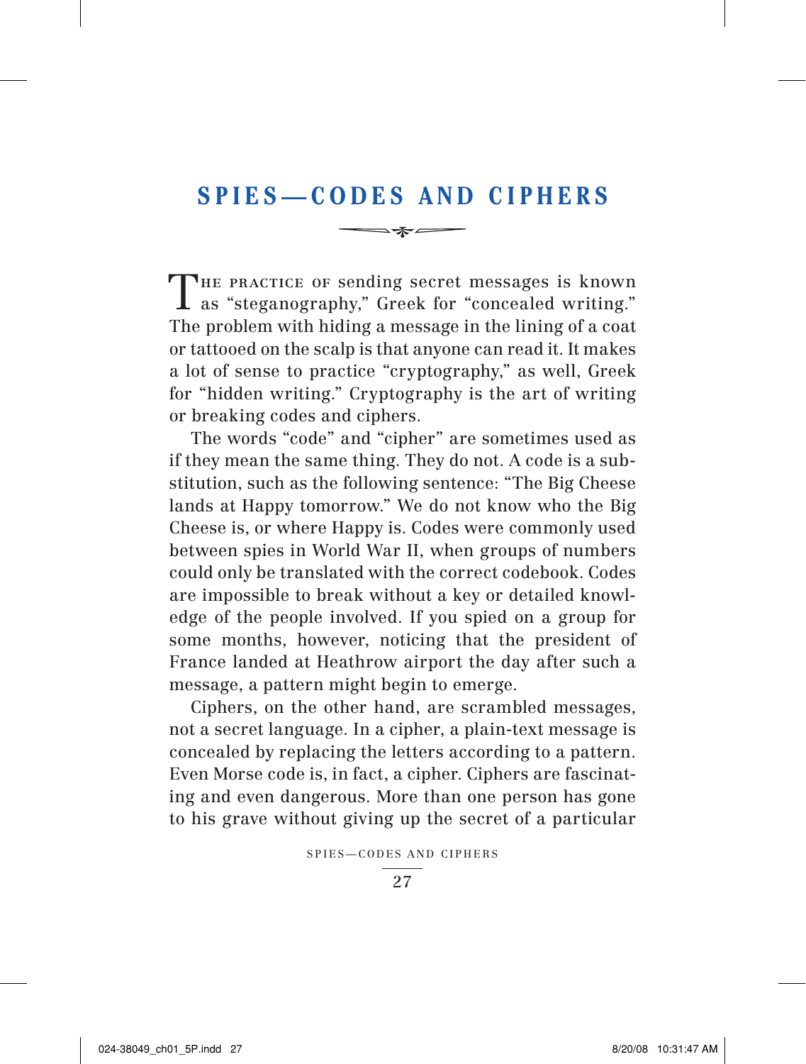# SPIES—CODES AND CIPHERS

THE PRACTICE OF sending secret messages is known as "steganography," Greek for "concealed writing." The problem with hiding a message in the lining of a coat or tattooed on the scalp is that anyone can read it. It makes a lot of sense to practice "cryptography," as well, Greek for "hidden writing." Cryptography is the art of writing or breaking codes and ciphers.

The words "code" and "cipher" are sometimes used as if they mean the same thing. They do not. A code is a substitution, such as the following sentence: "The Big Cheese lands at Happy tomorrow." We do not know who the Big Cheese is, or where Happy is. Codes were commonly used between spies in World War II, when groups of numbers could only be translated with the correct codebook. Codes are impossible to break without a key or detailed knowledge of the people involved. If you spied on a group for some months, however, noticing that the president of France landed at Heathrow airport the day after such a message, a pattern might begin to emerge.

Ciphers, on the other hand, are scrambled messages, not a secret language. In a cipher, a plain-text message is concealed by replacing the letters according to a pattern. Even Morse code is, in fact, a cipher. Ciphers are fascinating and even dangerous. More than one person has gone to his grave without giving up the secret of a particular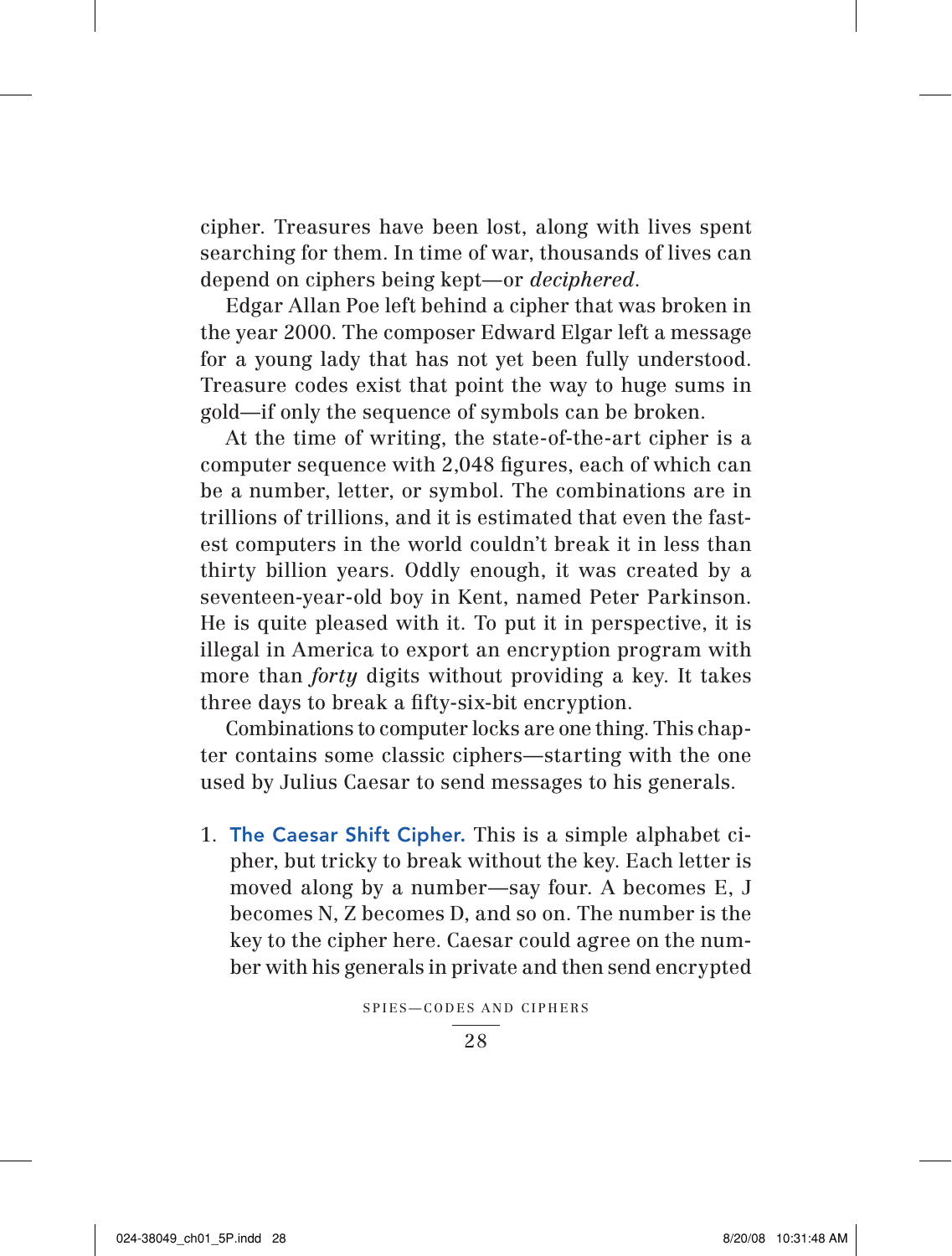cipher. Treasures have been lost, along with lives spent searching for them. In time of war, thousands of lives can depend on ciphers being kept—or *deciphered*.

Edgar Allan Poe left behind a cipher that was broken in the year 2000. The composer Edward Elgar left a message for a young lady that has not yet been fully understood. Treasure codes exist that point the way to huge sums in gold—if only the sequence of symbols can be broken.

At the time of writing, the state-of-the-art cipher is a computer sequence with 2,048 figures, each of which can be a number, letter, or symbol. The combinations are in trillions of trillions, and it is estimated that even the fastest computers in the world couldn't break it in less than thirty billion years. Oddly enough, it was created by a seventeen-year-old boy in Kent, named Peter Parkinson. He is quite pleased with it. To put it in perspective, it is illegal in America to export an encryption program with more than *forty* digits without providing a key. It takes three days to break a fifty-six-bit encryption.

Combinations to computer locks are one thing. This chapter contains some classic ciphers—starting with the one used by Julius Caesar to send messages to his generals.

1. **The Caesar Shift Cipher.** This is a simple alphabet cipher, but tricky to break without the key. Each letter is moved along by a number—say four. A becomes E, J becomes N, Z becomes D, and so on. The number is the key to the cipher here. Caesar could agree on the number with his generals in private and then send encrypted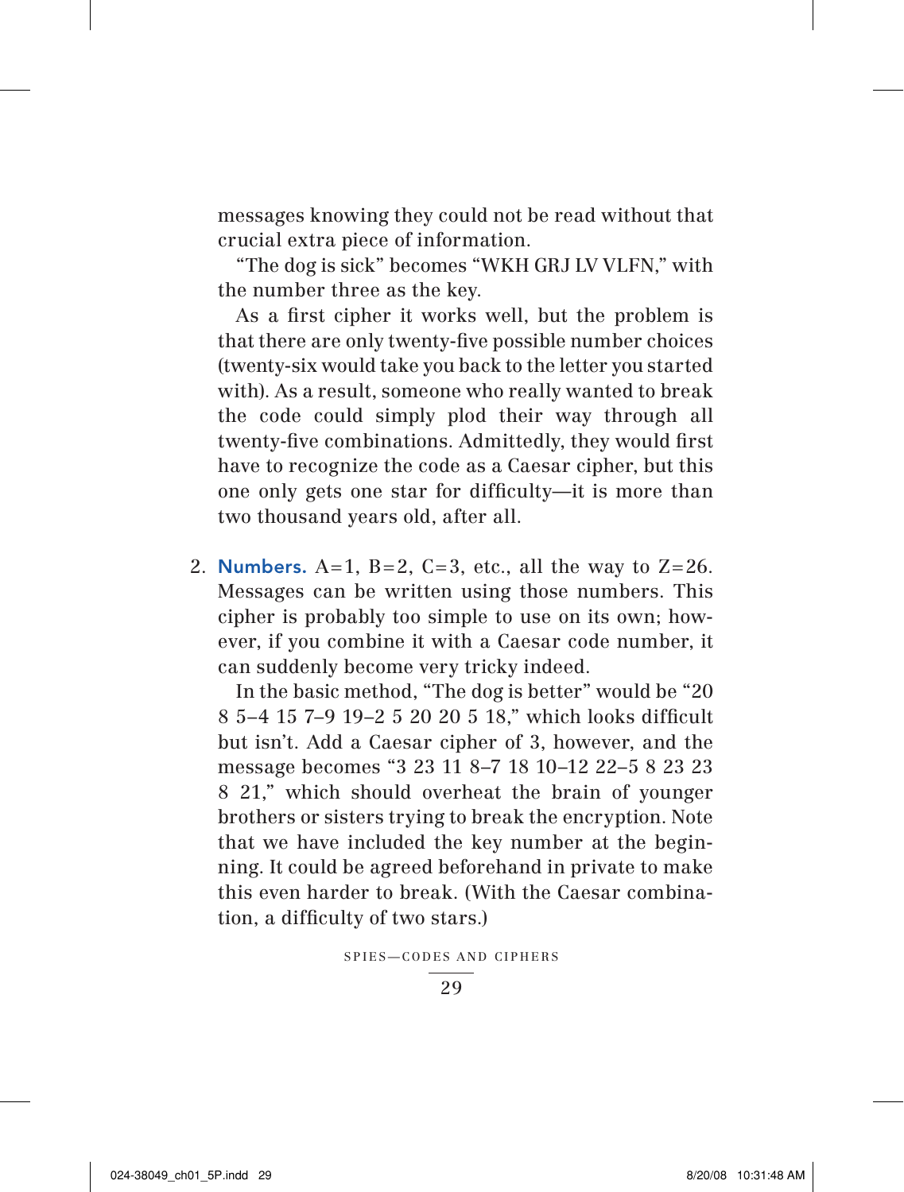messages knowing they could not be read without that crucial extra piece of information.

"The dog is sick" becomes "WKH GRJ LV VLFN," with the number three as the key.

As a first cipher it works well, but the problem is that there are only twenty-five possible number choices (twenty-six would take you back to the letter you started with). As a result, someone who really wanted to break the code could simply plod their way through all twenty-five combinations. Admittedly, they would first have to recognize the code as a Caesar cipher, but this one only gets one star for difficulty—it is more than two thousand years old, after all.

2. **Numbers.** A=1, B=2, C=3, etc., all the way to Z=26. Messages can be written using those numbers. This cipher is probably too simple to use on its own; however, if you combine it with a Caesar code number, it can suddenly become very tricky indeed.

   In the basic method, "The dog is better" would be "20 8 5–4 15 7–9 19–2 5 20 20 5 18," which looks difficult but isn't. Add a Caesar cipher of 3, however, and the message becomes "3 23 11 8–7 18 10–12 22–5 8 23 23 8 21," which should overheat the brain of younger brothers or sisters trying to break the encryption. Note that we have included the key number at the beginning. It could be agreed beforehand in private to make this even harder to break. (With the Caesar combination, a difficulty of two stars.)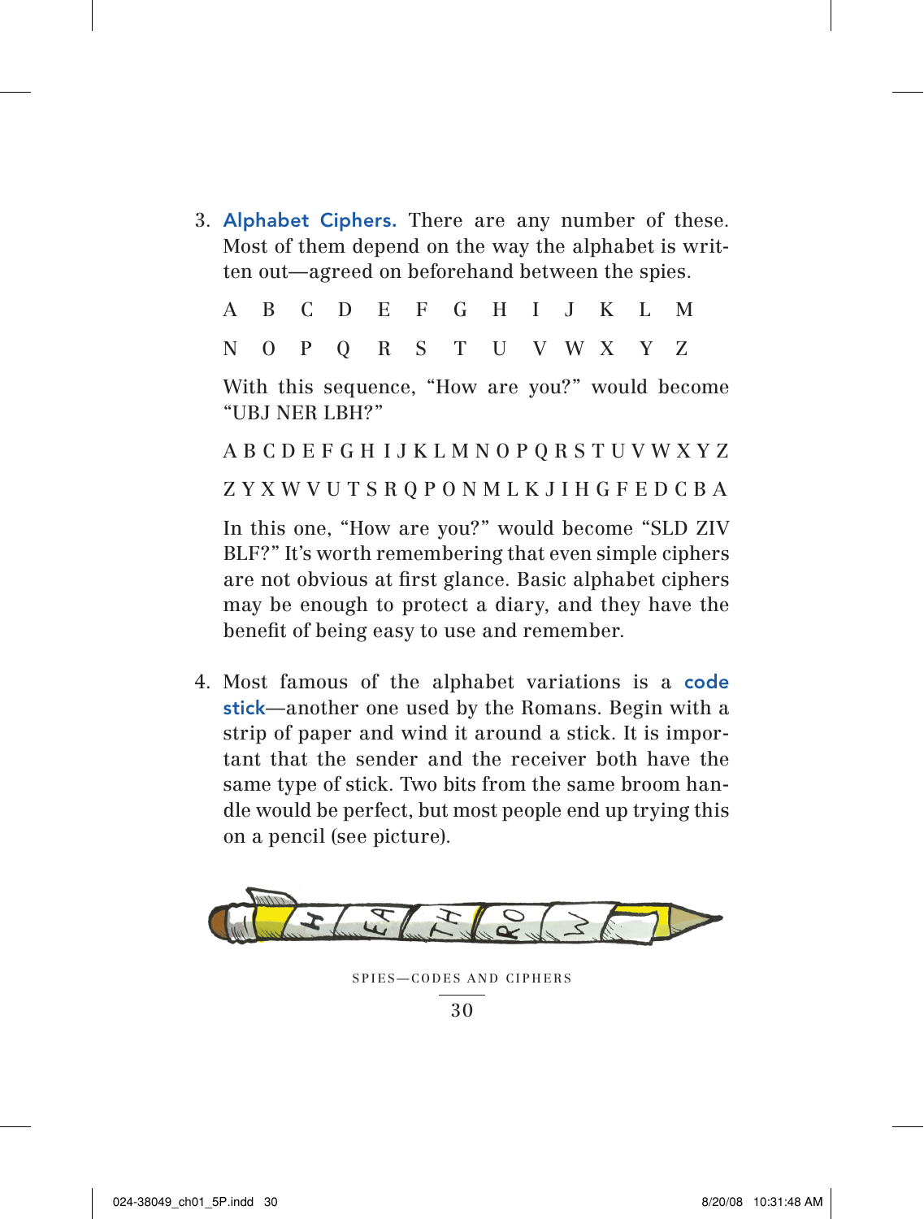3. **Alphabet Ciphers.** There are any number of these. Most of them depend on the way the alphabet is written out—agreed on beforehand between the spies.

   A B C D E F G H I J K L M

   N O P Q R S T U V W X Y Z

   With this sequence, "How are you?" would become "UBJ NER LBH?"

   A B C D E F G H I J K L M N O P Q R S T U V W X Y Z

   Z Y X W V U T S R Q P O N M L K J I H G F E D C B A

   In this one, "How are you?" would become "SLD ZIV BLF?" It's worth remembering that even simple ciphers are not obvious at first glance. Basic alphabet ciphers may be enough to protect a diary, and they have the benefit of being easy to use and remember.

4. Most famous of the alphabet variations is a **code stick**—another one used by the Romans. Begin with a strip of paper and wind it around a stick. It is important that the sender and the receiver both have the same type of stick. Two bits from the same broom handle would be perfect, but most people end up trying this on a pencil (see picture).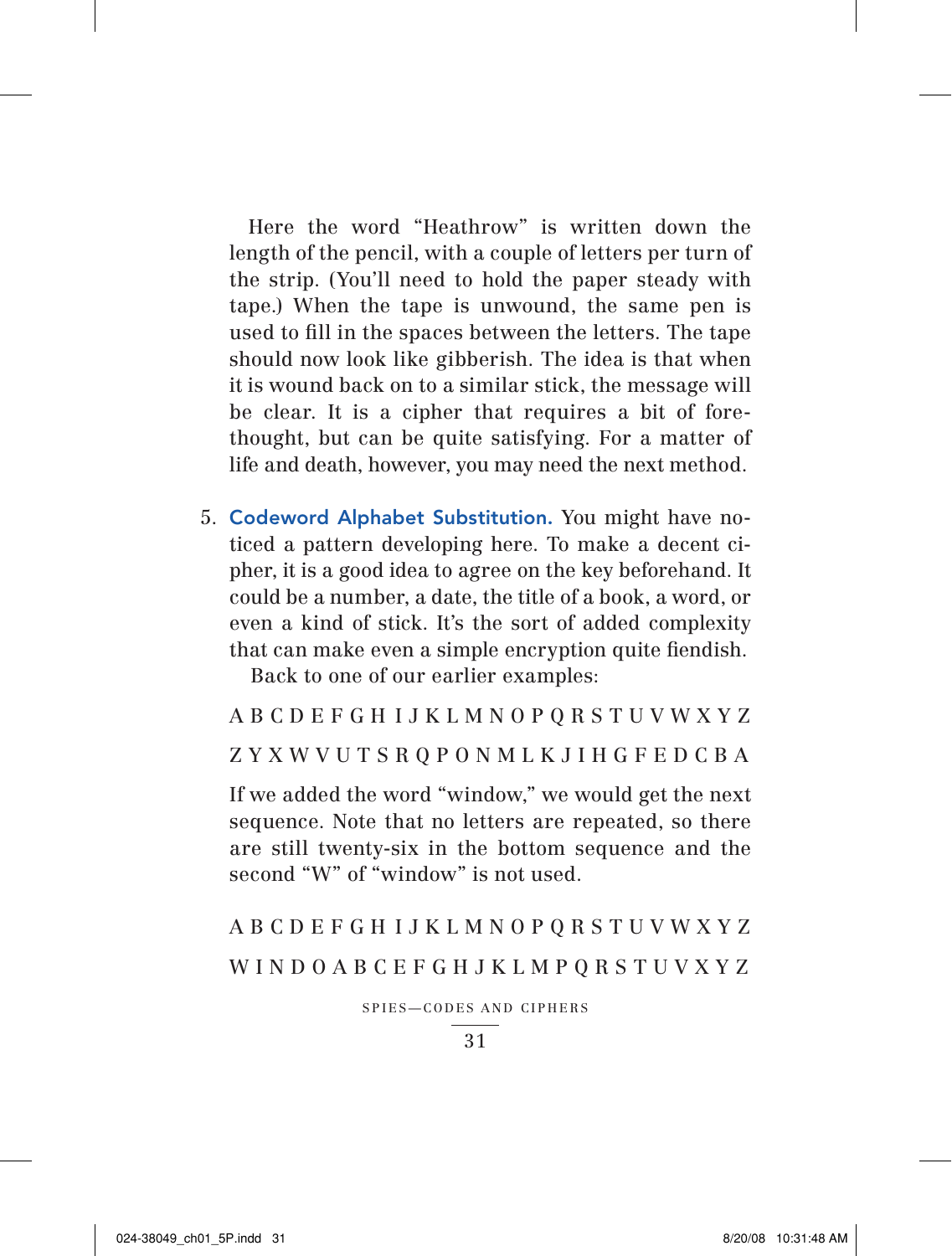Here the word "Heathrow" is written down the length of the pencil, with a couple of letters per turn of the strip. (You'll need to hold the paper steady with tape.) When the tape is unwound, the same pen is used to fill in the spaces between the letters. The tape should now look like gibberish. The idea is that when it is wound back on to a similar stick, the message will be clear. It is a cipher that requires a bit of forethought, but can be quite satisfying. For a matter of life and death, however, you may need the next method.

5. **Codeword Alphabet Substitution.** You might have noticed a pattern developing here. To make a decent cipher, it is a good idea to agree on the key beforehand. It could be a number, a date, the title of a book, a word, or even a kind of stick. It's the sort of added complexity that can make even a simple encryption quite fiendish.

   Back to one of our earlier examples:

   A B C D E F G H I J K L M N O P Q R S T U V W X Y Z

   Z Y X W V U T S R Q P O N M L K J I H G F E D C B A

   If we added the word "window," we would get the next sequence. Note that no letters are repeated, so there are still twenty-six in the bottom sequence and the second "W" of "window" is not used.

   A B C D E F G H I J K L M N O P Q R S T U V W X Y Z

   W I N D O A B C E F G H J K L M P Q R S T U V X Y Z